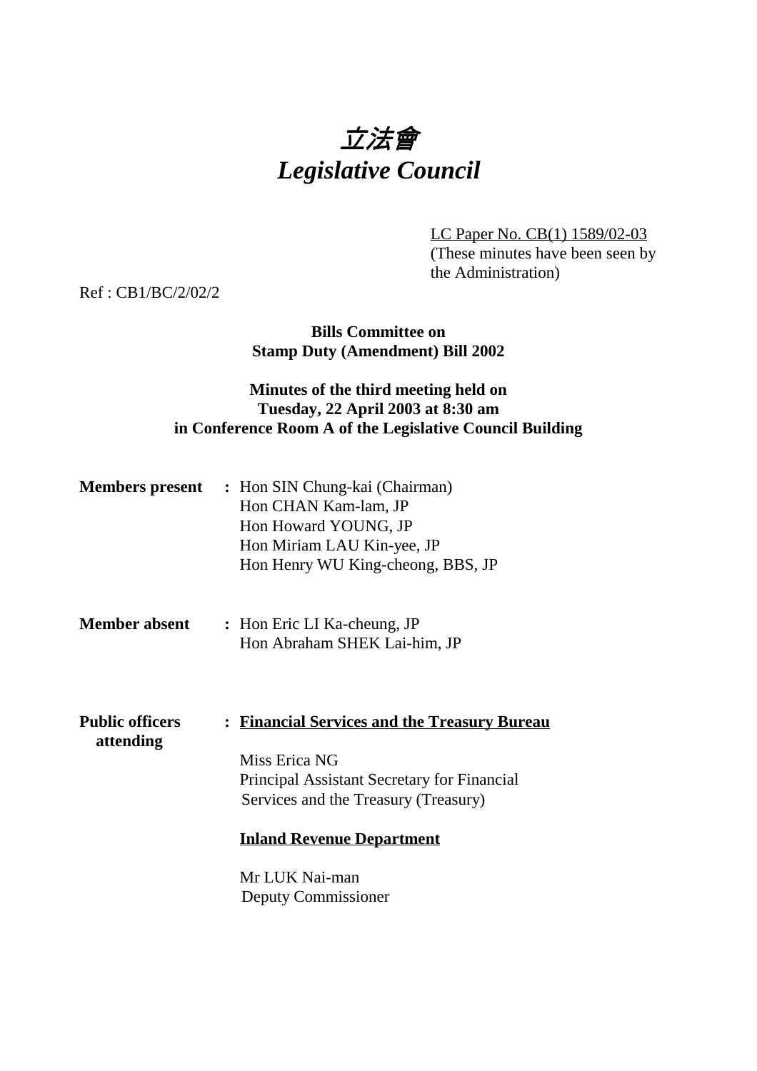# *立法會*
# *Legislative Council*

LC Paper No. CB(1) 1589/02-03
(These minutes have been seen by the Administration)

Ref : CB1/BC/2/02/2

**Bills Committee on**
**Stamp Duty (Amendment) Bill 2002**

**Minutes of the third meeting held on**
**Tuesday, 22 April 2003 at 8:30 am**
**in Conference Room A of the Legislative Council Building**

**Members present** : Hon SIN Chung-kai (Chairman)
Hon CHAN Kam-lam, JP
Hon Howard YOUNG, JP
Hon Miriam LAU Kin-yee, JP
Hon Henry WU King-cheong, BBS, JP

**Member absent** : Hon Eric LI Ka-cheung, JP
Hon Abraham SHEK Lai-him, JP

**Public officers attending** : **Financial Services and the Treasury Bureau**

Miss Erica NG
Principal Assistant Secretary for Financial Services and the Treasury (Treasury)

**Inland Revenue Department**

Mr LUK Nai-man
Deputy Commissioner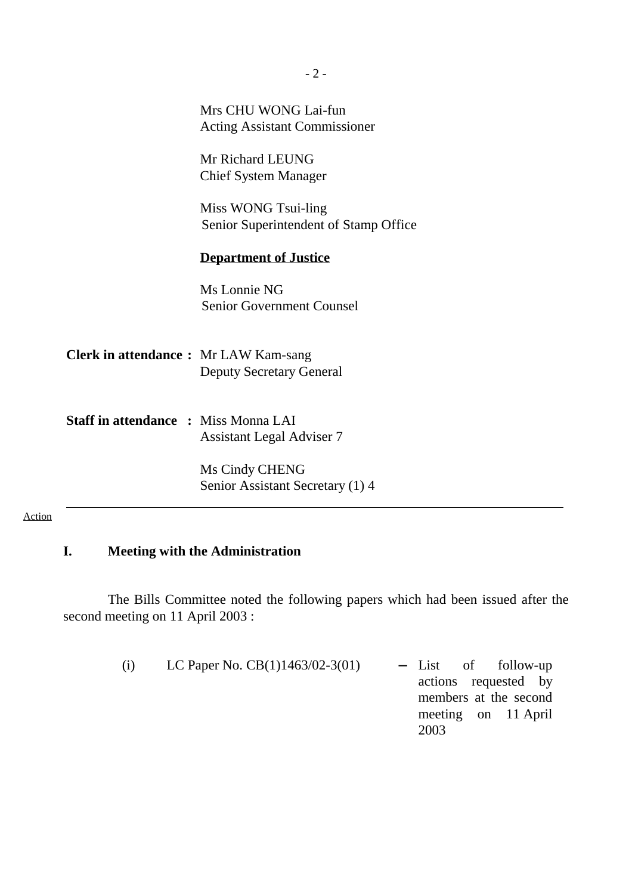Mrs CHU WONG Lai-fun
Acting Assistant Commissioner

Mr Richard LEUNG
Chief System Manager

Miss WONG Tsui-ling
Senior Superintendent of Stamp Office

**Department of Justice**

Ms Lonnie NG
Senior Government Counsel

**Clerk in attendance :** Mr LAW Kam-sang
Deputy Secretary General

**Staff in attendance :** Miss Monna LAI
Assistant Legal Adviser 7

Ms Cindy CHENG
Senior Assistant Secretary (1) 4

---

Action

## I. Meeting with the Administration

The Bills Committee noted the following papers which had been issued after the second meeting on 11 April 2003 :

(i) LC Paper No. CB(1)1463/02-3(01) – List of follow-up actions requested by members at the second meeting on 11 April 2003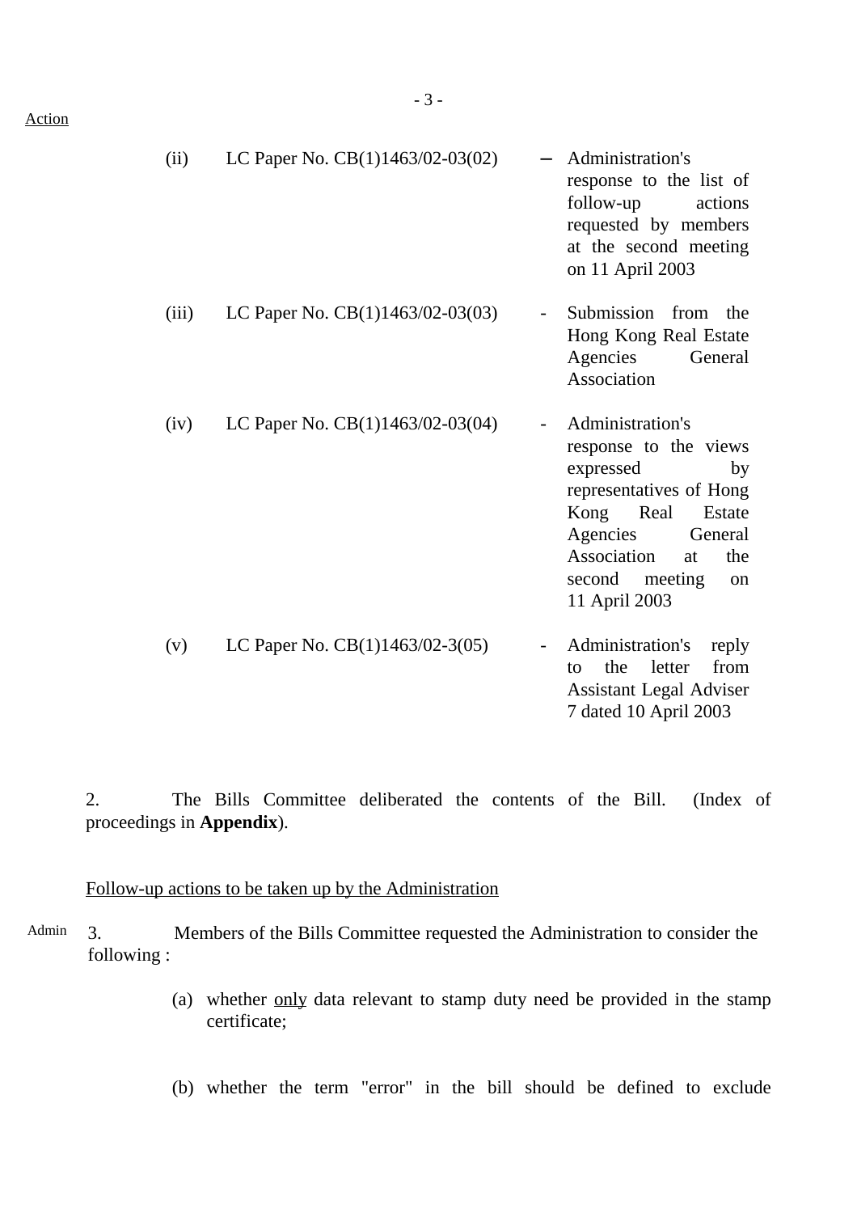Action

| | | | |
|---|---|---|---|
| (ii) | LC Paper No. CB(1)1463/02-03(02) | – | Administration's response to the list of follow-up actions requested by members at the second meeting on 11 April 2003 |
| (iii) | LC Paper No. CB(1)1463/02-03(03) | - | Submission from the Hong Kong Real Estate Agencies General Association |
| (iv) | LC Paper No. CB(1)1463/02-03(04) | - | Administration's response to the views expressed by representatives of Hong Kong Real Estate Agencies General Association at the second meeting on 11 April 2003 |
| (v) | LC Paper No. CB(1)1463/02-3(05) | - | Administration's reply to the letter from Assistant Legal Adviser 7 dated 10 April 2003 |

2. The Bills Committee deliberated the contents of the Bill. (Index of proceedings in **Appendix**).

Follow-up actions to be taken up by the Administration

Admin 3. Members of the Bills Committee requested the Administration to consider the following :

(a) whether only data relevant to stamp duty need be provided in the stamp certificate;

(b) whether the term "error" in the bill should be defined to exclude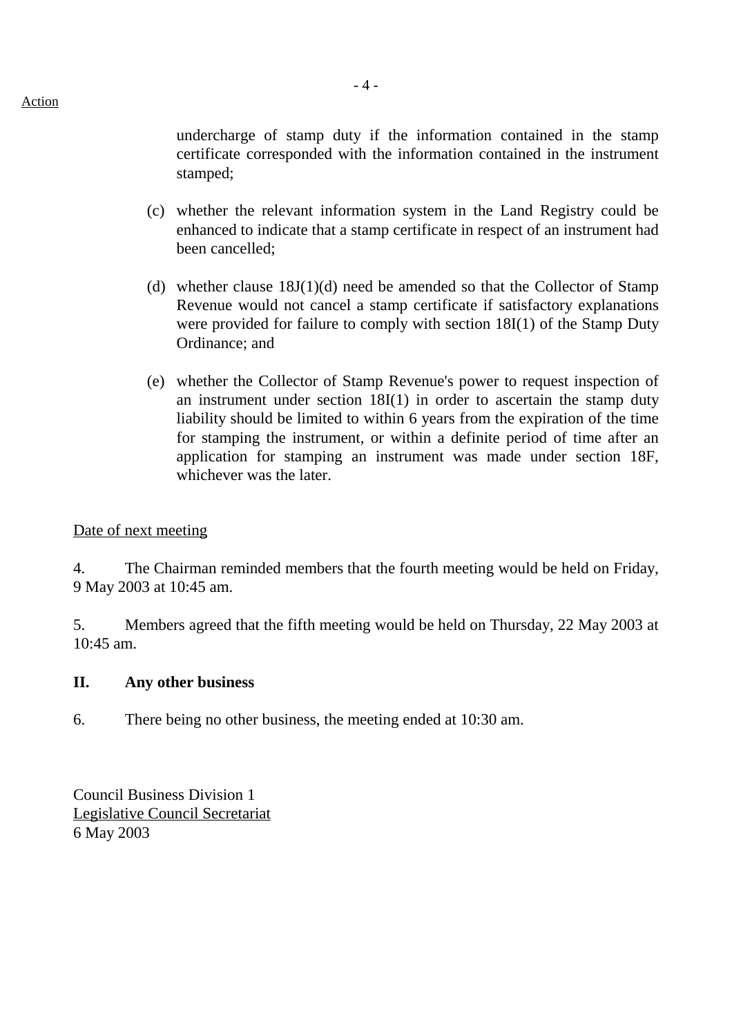Action

undercharge of stamp duty if the information contained in the stamp certificate corresponded with the information contained in the instrument stamped;

(c) whether the relevant information system in the Land Registry could be enhanced to indicate that a stamp certificate in respect of an instrument had been cancelled;

(d) whether clause 18J(1)(d) need be amended so that the Collector of Stamp Revenue would not cancel a stamp certificate if satisfactory explanations were provided for failure to comply with section 18I(1) of the Stamp Duty Ordinance; and

(e) whether the Collector of Stamp Revenue's power to request inspection of an instrument under section 18I(1) in order to ascertain the stamp duty liability should be limited to within 6 years from the expiration of the time for stamping the instrument, or within a definite period of time after an application for stamping an instrument was made under section 18F, whichever was the later.

<u>Date of next meeting</u>

4. The Chairman reminded members that the fourth meeting would be held on Friday, 9 May 2003 at 10:45 am.

5. Members agreed that the fifth meeting would be held on Thursday, 22 May 2003 at 10:45 am.

## II. Any other business

6. There being no other business, the meeting ended at 10:30 am.

Council Business Division 1
<u>Legislative Council Secretariat</u>
6 May 2003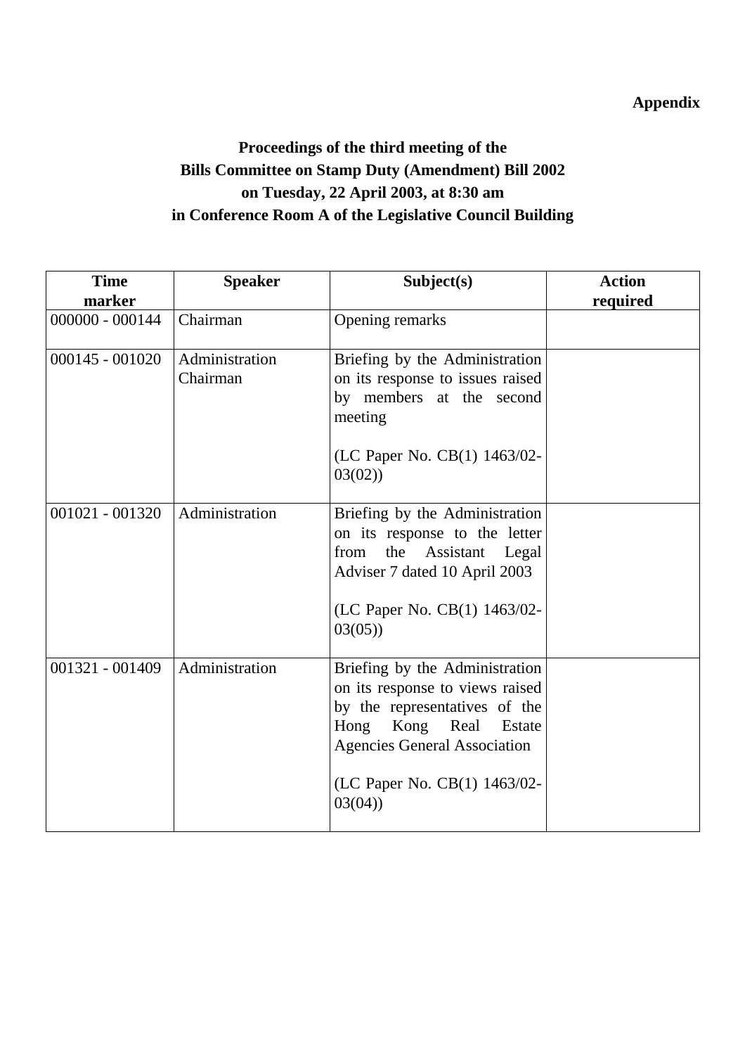**Appendix**

**Proceedings of the third meeting of the**
**Bills Committee on Stamp Duty (Amendment) Bill 2002**
**on Tuesday, 22 April 2003, at 8:30 am**
**in Conference Room A of the Legislative Council Building**

| Time marker | Speaker | Subject(s) | Action required |
|---|---|---|---|
| 000000 - 000144 | Chairman | Opening remarks | |
| 000145 - 001020 | Administration<br>Chairman | Briefing by the Administration on its response to issues raised by members at the second meeting<br><br>(LC Paper No. CB(1) 1463/02-03(02)) | |
| 001021 - 001320 | Administration | Briefing by the Administration on its response to the letter from the Assistant Legal Adviser 7 dated 10 April 2003<br><br>(LC Paper No. CB(1) 1463/02-03(05)) | |
| 001321 - 001409 | Administration | Briefing by the Administration on its response to views raised by the representatives of the Hong Kong Real Estate Agencies General Association<br><br>(LC Paper No. CB(1) 1463/02-03(04)) | |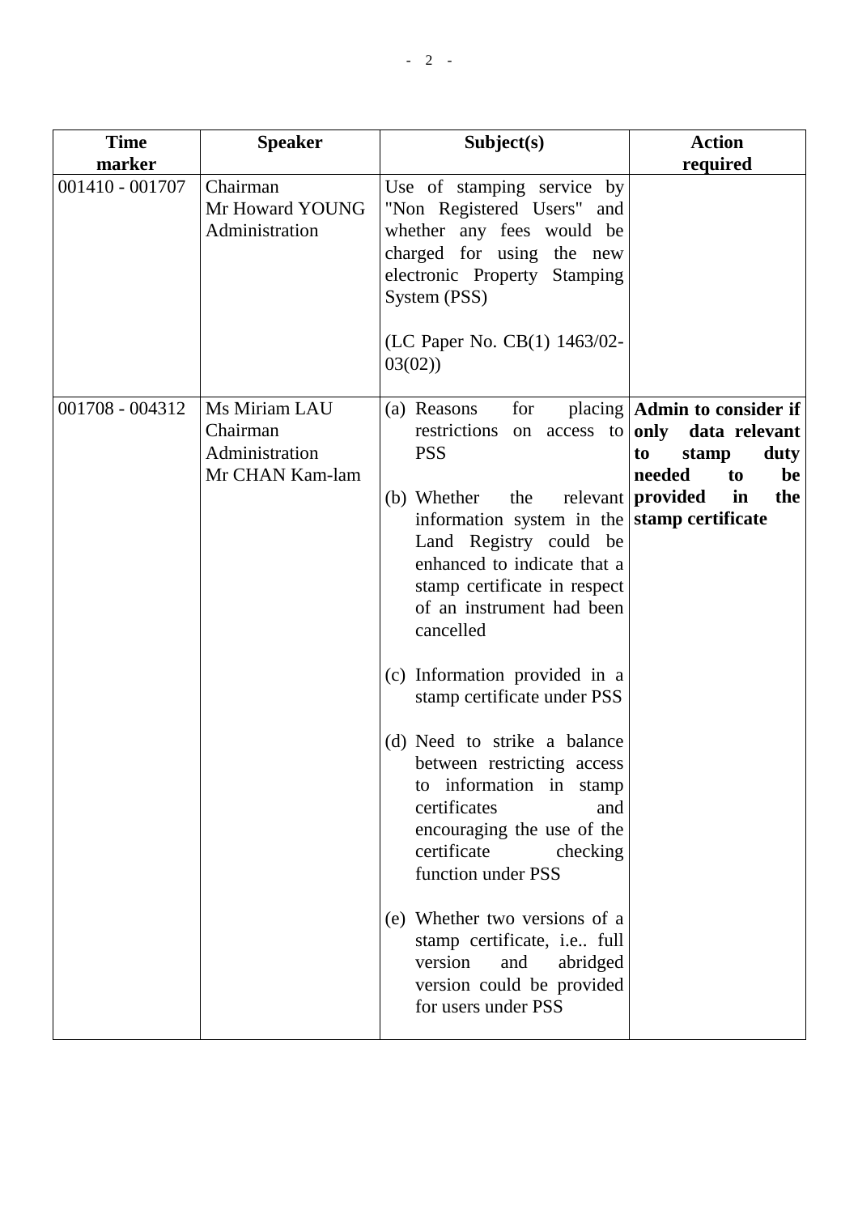| Time marker | Speaker | Subject(s) | Action required |
|---|---|---|---|
| 001410 - 001707 | Chairman<br>Mr Howard YOUNG<br>Administration | Use of stamping service by "Non Registered Users" and whether any fees would be charged for using the new electronic Property Stamping System (PSS)<br><br>(LC Paper No. CB(1) 1463/02-03(02)) | |
| 001708 - 004312 | Ms Miriam LAU<br>Chairman<br>Administration<br>Mr CHAN Kam-lam | (a) Reasons for placing restrictions on access to PSS<br><br>(b) Whether the relevant information system in the Land Registry could be enhanced to indicate that a stamp certificate in respect of an instrument had been cancelled<br><br>(c) Information provided in a stamp certificate under PSS<br><br>(d) Need to strike a balance between restricting access to information in stamp certificates and encouraging the use of the certificate checking function under PSS<br><br>(e) Whether two versions of a stamp certificate, i.e.. full version and abridged version could be provided for users under PSS | **Admin to consider if only data relevant to stamp duty needed to be provided in the stamp certificate** |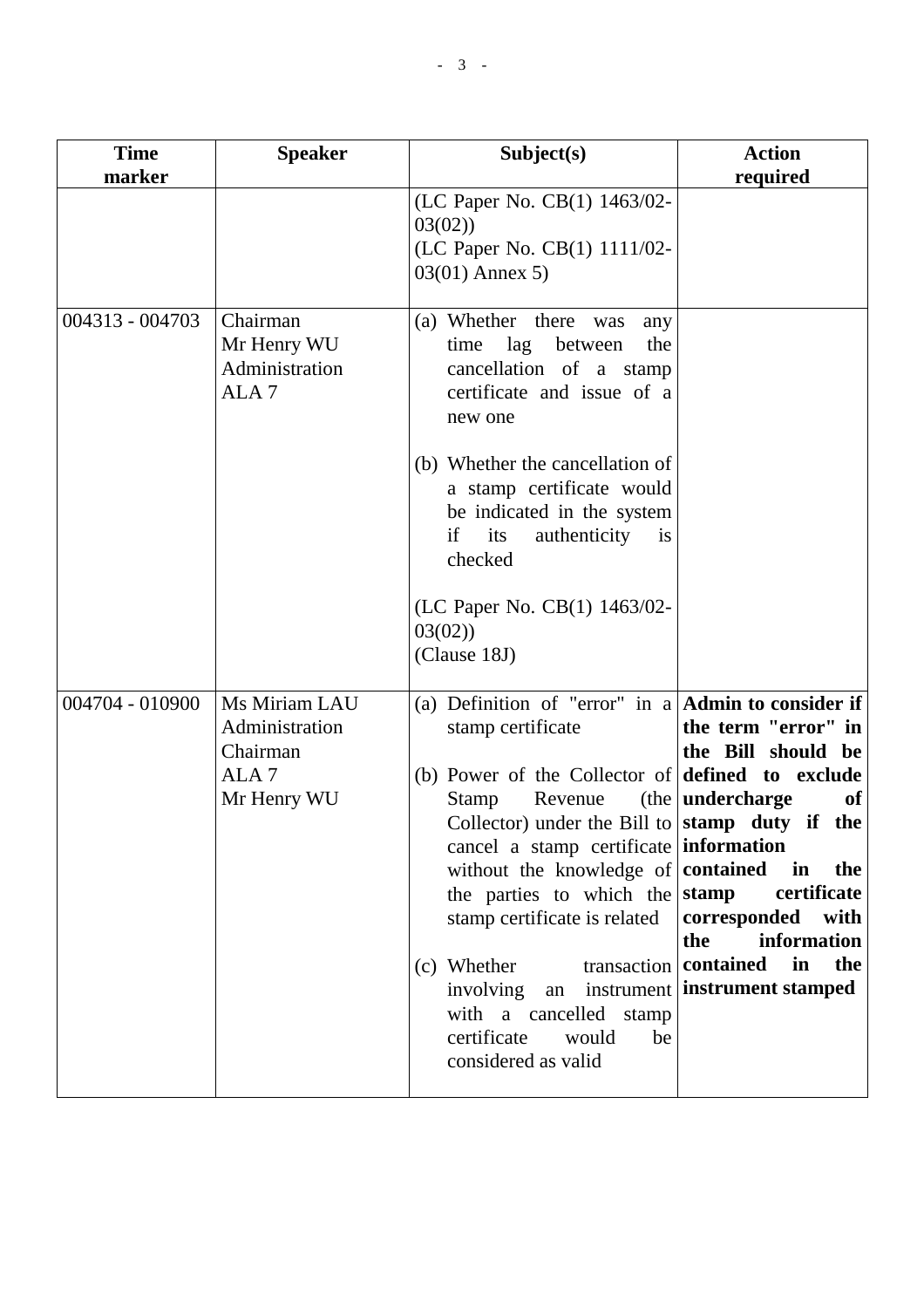| Time marker | Speaker | Subject(s) | Action required |
|---|---|---|---|
| | | (LC Paper No. CB(1) 1463/02-03(02))<br>(LC Paper No. CB(1) 1111/02-03(01) Annex 5) | |
| 004313 - 004703 | Chairman<br>Mr Henry WU<br>Administration<br>ALA 7 | (a) Whether there was any time lag between the cancellation of a stamp certificate and issue of a new one<br><br>(b) Whether the cancellation of a stamp certificate would be indicated in the system if its authenticity is checked<br><br>(LC Paper No. CB(1) 1463/02-03(02))<br>(Clause 18J) | |
| 004704 - 010900 | Ms Miriam LAU<br>Administration<br>Chairman<br>ALA 7<br>Mr Henry WU | (a) Definition of "error" in a stamp certificate<br><br>(b) Power of the Collector of Stamp Revenue (the Collector) under the Bill to cancel a stamp certificate without the knowledge of the parties to which the stamp certificate is related<br><br>(c) Whether transaction involving an instrument with a cancelled stamp certificate would be considered as valid | **Admin to consider if the term "error" in the Bill should be defined to exclude undercharge of stamp duty if the information contained in the stamp certificate corresponded with the information contained in the instrument stamped** |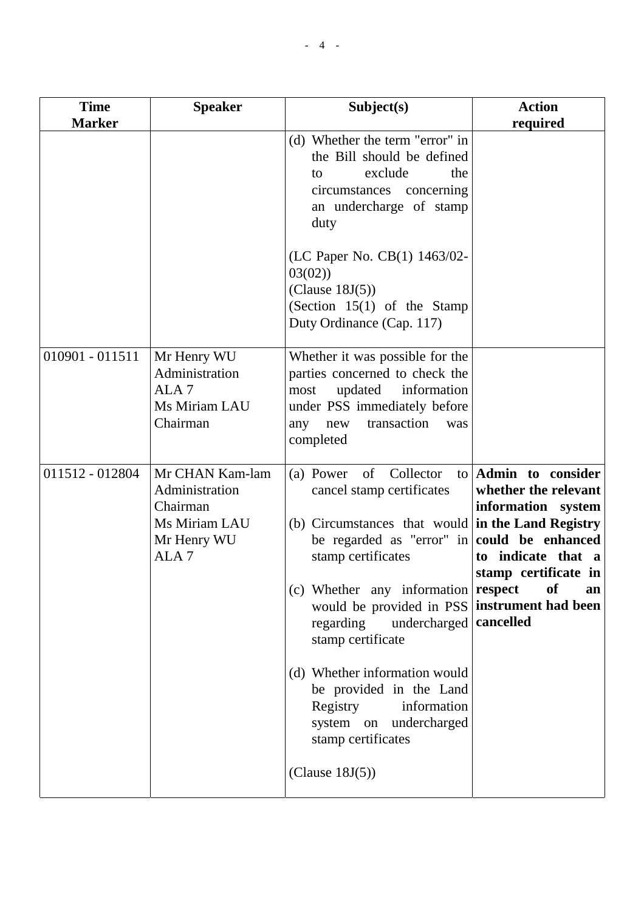| Time Marker | Speaker | Subject(s) | Action required |
| --- | --- | --- | --- |
| | | (d) Whether the term "error" in the Bill should be defined to exclude the circumstances concerning an undercharge of stamp duty<br><br>(LC Paper No. CB(1) 1463/02-03(02))<br>(Clause 18J(5))<br>(Section 15(1) of the Stamp Duty Ordinance (Cap. 117) | |
| 010901 - 011511 | Mr Henry WU<br>Administration<br>ALA 7<br>Ms Miriam LAU<br>Chairman | Whether it was possible for the parties concerned to check the most updated information under PSS immediately before any new transaction was completed | |
| 011512 - 012804 | Mr CHAN Kam-lam<br>Administration<br>Chairman<br>Ms Miriam LAU<br>Mr Henry WU<br>ALA 7 | (a) Power of Collector to cancel stamp certificates<br><br>(b) Circumstances that would be regarded as "error" in stamp certificates<br><br>(c) Whether any information would be provided in PSS regarding undercharged stamp certificate<br><br>(d) Whether information would be provided in the Land Registry information system on undercharged stamp certificates<br><br>(Clause 18J(5)) | **Admin to consider whether the relevant information system in the Land Registry could be enhanced to indicate that a stamp certificate in respect of an instrument had been cancelled** |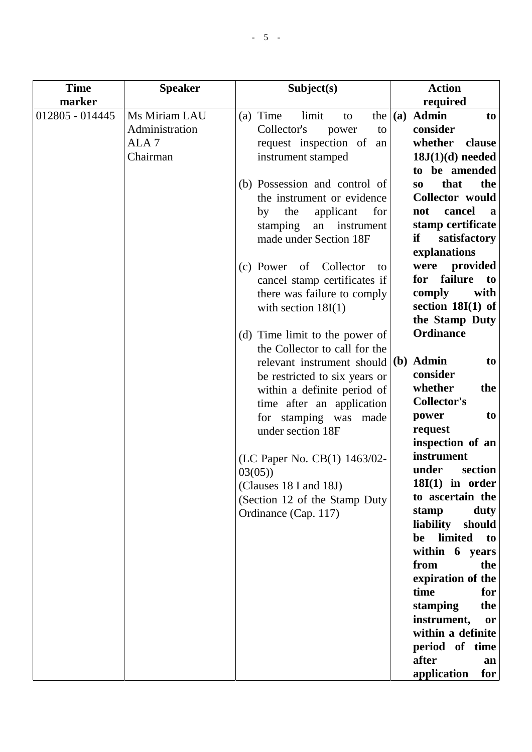| Time marker | Speaker | Subject(s) | Action required |
|---|---|---|---|
| 012805 - 014445 | Ms Miriam LAU<br>Administration<br>ALA 7<br>Chairman | (a) Time limit to the Collector's power to request inspection of an instrument stamped<br><br>(b) Possession and control of the instrument or evidence by the applicant for stamping an instrument made under Section 18F<br><br>(c) Power of Collector to cancel stamp certificates if there was failure to comply with section 18I(1)<br><br>(d) Time limit to the power of the Collector to call for the relevant instrument should be restricted to six years or within a definite period of time after an application for stamping was made under section 18F<br><br>(LC Paper No. CB(1) 1463/02-03(05))<br>(Clauses 18 I and 18J)<br>(Section 12 of the Stamp Duty Ordinance (Cap. 117) | **(a) Admin to consider whether clause 18J(1)(d) needed to be amended so that the Collector would not cancel a stamp certificate if satisfactory explanations were provided for failure to comply with section 18I(1) of the Stamp Duty Ordinance**<br><br>**(b) Admin to consider whether the Collector's power to request inspection of an instrument under section 18I(1) in order to ascertain the stamp duty liability should be limited to within 6 years from the expiration of the time for stamping the instrument, or within a definite period of time after an application for** |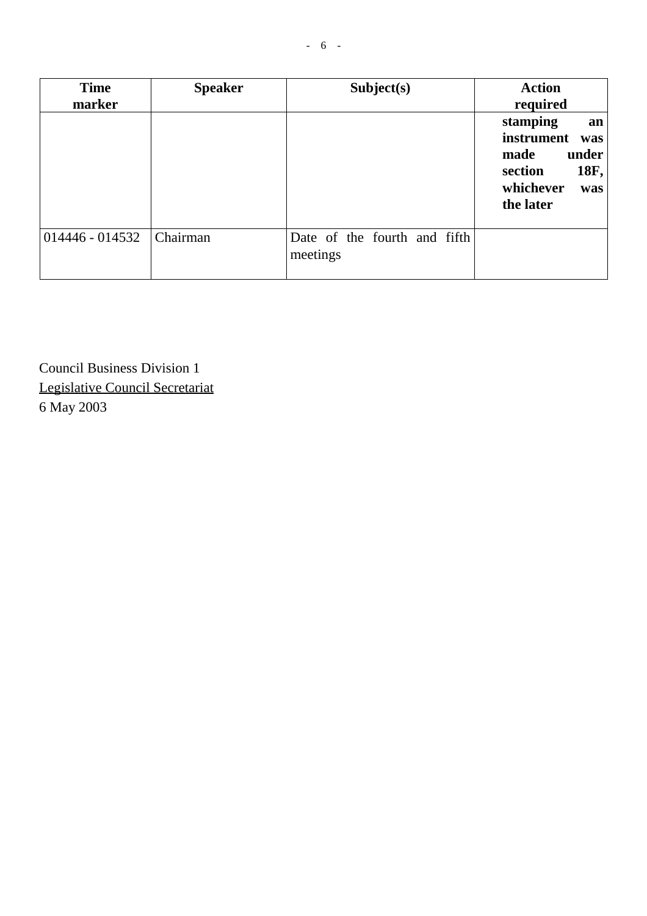| Time marker | Speaker | Subject(s) | Action required |
|---|---|---|---|
| | | | **stamping an instrument was made under section 18F, whichever was the later** |
| 014446 - 014532 | Chairman | Date of the fourth and fifth meetings | |

Council Business Division 1
Legislative Council Secretariat
6 May 2003